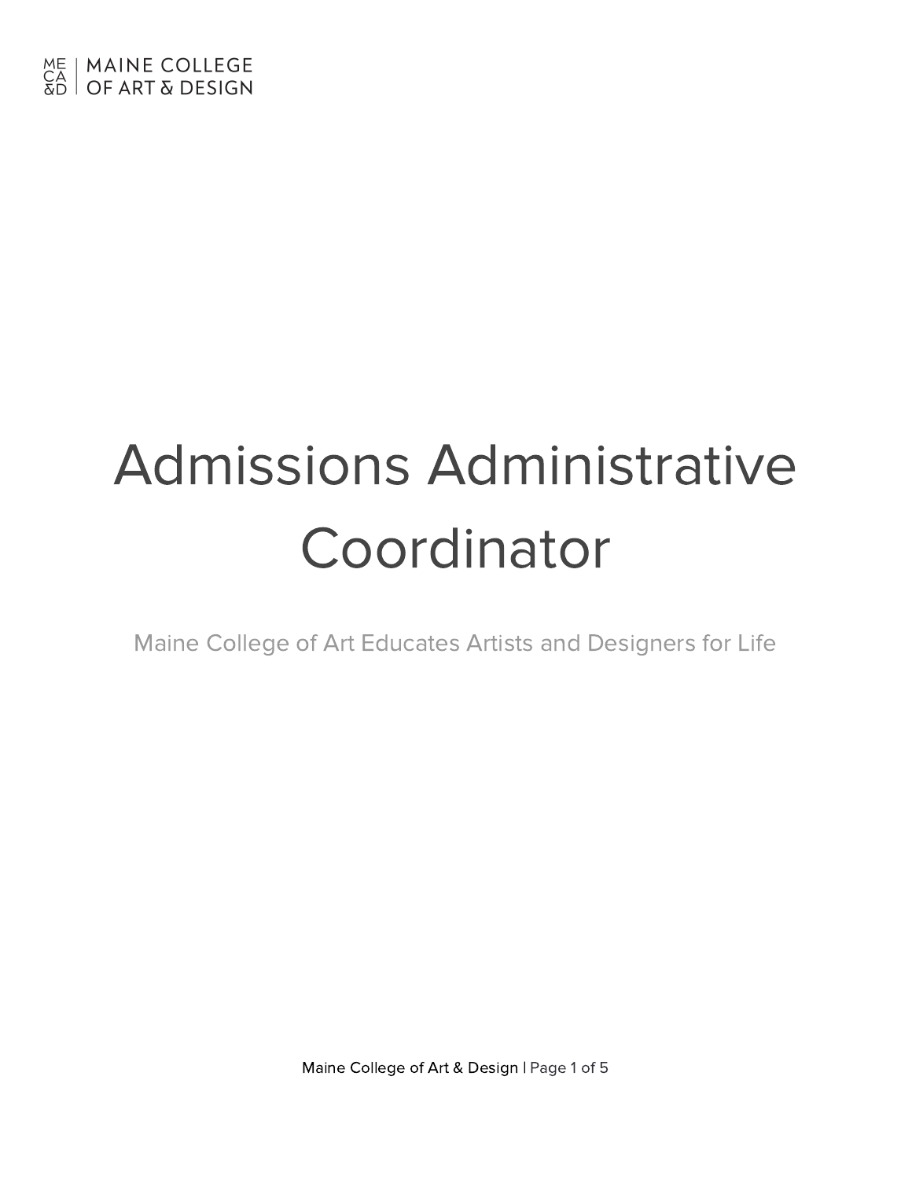MAINE COLLEGE OF ART & DESIGN

# Admissions Administrative Coordinator

Maine College of Art Educates Artists and Designers for Life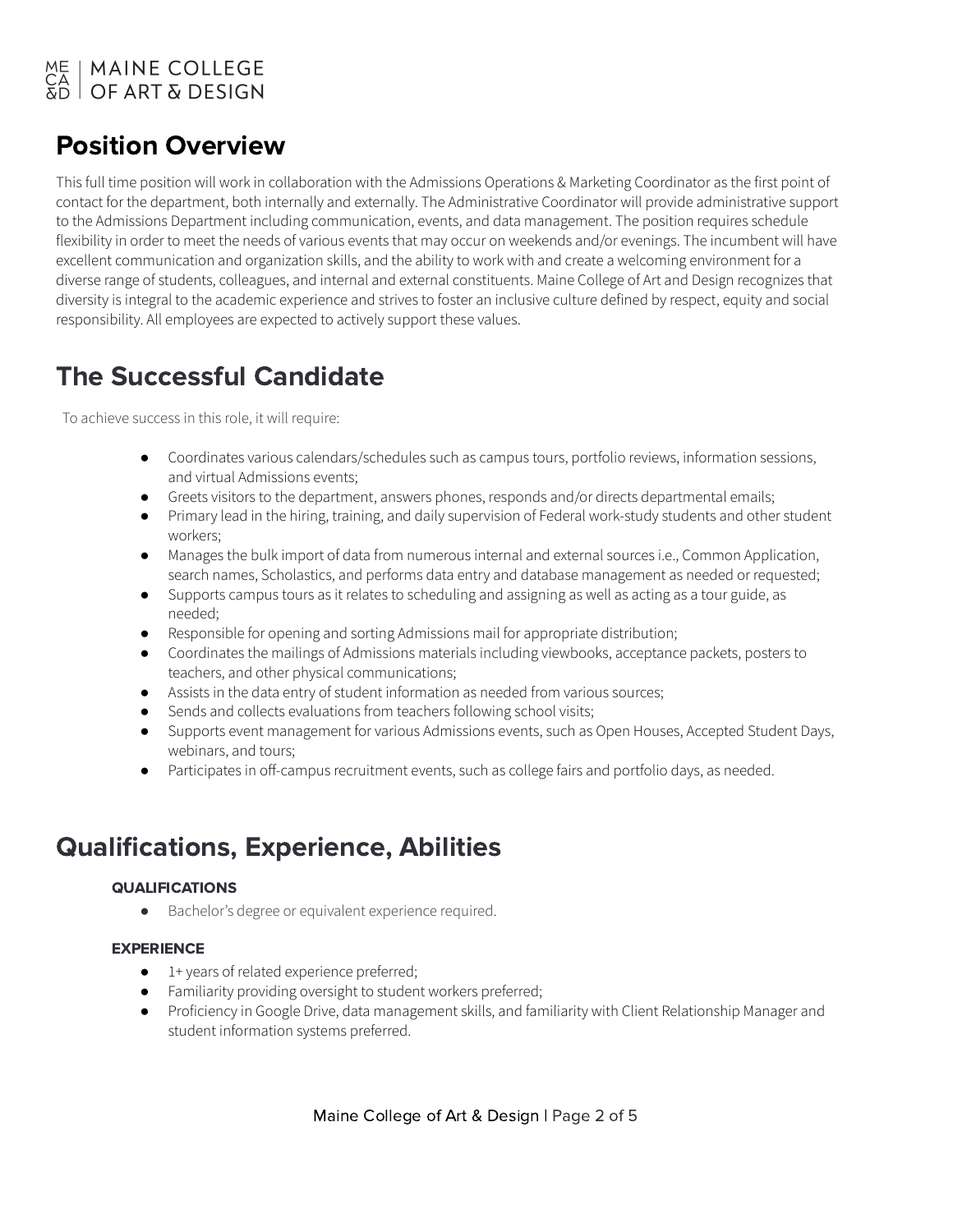## Position Overview

This full time position will work in collaboration with the Admissions Operations & Marketing Coordinator as the first point of contact for the department, both internally and externally. The Administrative Coordinator will provide administrative support to the Admissions Department including communication, events, and data management. The position requires schedule flexibility in order to meet the needs of various events that may occur on weekends and/or evenings. The incumbent will have excellent communication and organization skills, and the ability to work with and create a welcoming environment for a diverse range of students, colleagues, and internal and external constituents. Maine College of Art and Design recognizes that diversity is integral to the academic experience and strives to foster an inclusive culture defined by respect, equity and social responsibility. All employees are expected to actively support these values.

## The Successful Candidate

To achieve success in this role, it will require:

- Coordinates various calendars/schedules such as campus tours, portfolio reviews, information sessions, and virtual Admissions events;
- Greets visitors to the department, answers phones, responds and/or directs departmental emails;
- Primary lead in the hiring, training, and daily supervision of Federal work-study students and other student workers;
- Manages the bulk import of data from numerous internal and external sources i.e., Common Application, search names, Scholastics, and performs data entry and database management as needed or requested;
- Supports campus tours as it relates to scheduling and assigning as well as acting as a tour guide, as needed;
- Responsible for opening and sorting Admissions mail for appropriate distribution;
- Coordinates the mailings of Admissions materials including viewbooks, acceptance packets, posters to teachers, and other physical communications;
- Assists in the data entry of student information as needed from various sources;
- Sends and collects evaluations from teachers following school visits;
- Supports event management for various Admissions events, such as Open Houses, Accepted Student Days, webinars, and tours;
- Participates in off-campus recruitment events, such as college fairs and portfolio days, as needed.

## Qualifications, Experience, Abilities

### QUALIFICATIONS

- Bachelor's degree or equivalent experience required.

### EXPERIENCE

- 1+ years of related experience preferred;
- Familiarity providing oversight to student workers preferred;
- Proficiency in Google Drive, data management skills, and familiarity with Client Relationship Manager and student information systems preferred.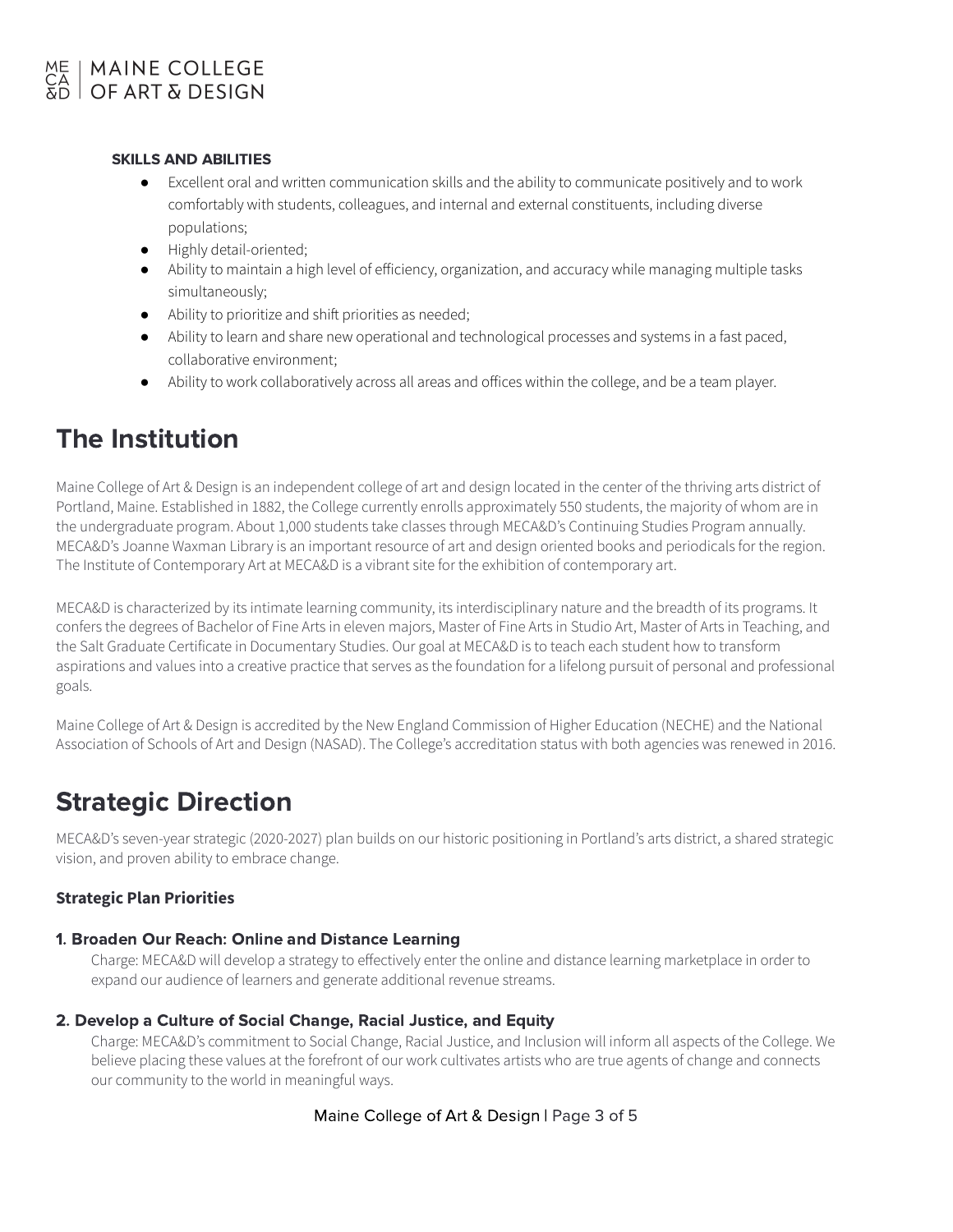#### SKILLS AND ABILITIES

- Excellent oral and written communication skills and the ability to communicate positively and to work comfortably with students, colleagues, and internal and external constituents, including diverse populations;
- Highly detail-oriented;
- Ability to maintain a high level of efficiency, organization, and accuracy while managing multiple tasks simultaneously;
- Ability to prioritize and shift priorities as needed;
- Ability to learn and share new operational and technological processes and systems in a fast paced, collaborative environment;
- Ability to work collaboratively across all areas and offices within the college, and be a team player.

# The Institution

Maine College of Art & Design is an independent college of art and design located in the center of the thriving arts district of Portland, Maine. Established in 1882, the College currently enrolls approximately 550 students, the majority of whom are in the undergraduate program. About 1,000 students take classes through MECA&D's Continuing Studies Program annually. MECA&D's Joanne Waxman Library is an important resource of art and design oriented books and periodicals for the region. The Institute of Contemporary Art at MECA&D is a vibrant site for the exhibition of contemporary art.

MECA&D is characterized by its intimate learning community, its interdisciplinary nature and the breadth of its programs. It confers the degrees of Bachelor of Fine Arts in eleven majors, Master of Fine Arts in Studio Art, Master of Arts in Teaching, and the Salt Graduate Certificate in Documentary Studies. Our goal at MECA&D is to teach each student how to transform aspirations and values into a creative practice that serves as the foundation for a lifelong pursuit of personal and professional goals.

Maine College of Art & Design is accredited by the New England Commission of Higher Education (NECHE) and the National Association of Schools of Art and Design (NASAD). The College's accreditation status with both agencies was renewed in 2016.

# Strategic Direction

MECA&D's seven-year strategic (2020-2027) plan builds on our historic positioning in Portland's arts district, a shared strategic vision, and proven ability to embrace change.

### Strategic Plan Priorities

#### 1. Broaden Our Reach: Online and Distance Learning

Charge: MECA&D will develop a strategy to effectively enter the online and distance learning marketplace in order to expand our audience of learners and generate additional revenue streams.

#### 2. Develop a Culture of Social Change, Racial Justice, and Equity

Charge: MECA&D's commitment to Social Change, Racial Justice, and Inclusion will inform all aspects of the College. We believe placing these values at the forefront of our work cultivates artists who are true agents of change and connects our community to the world in meaningful ways.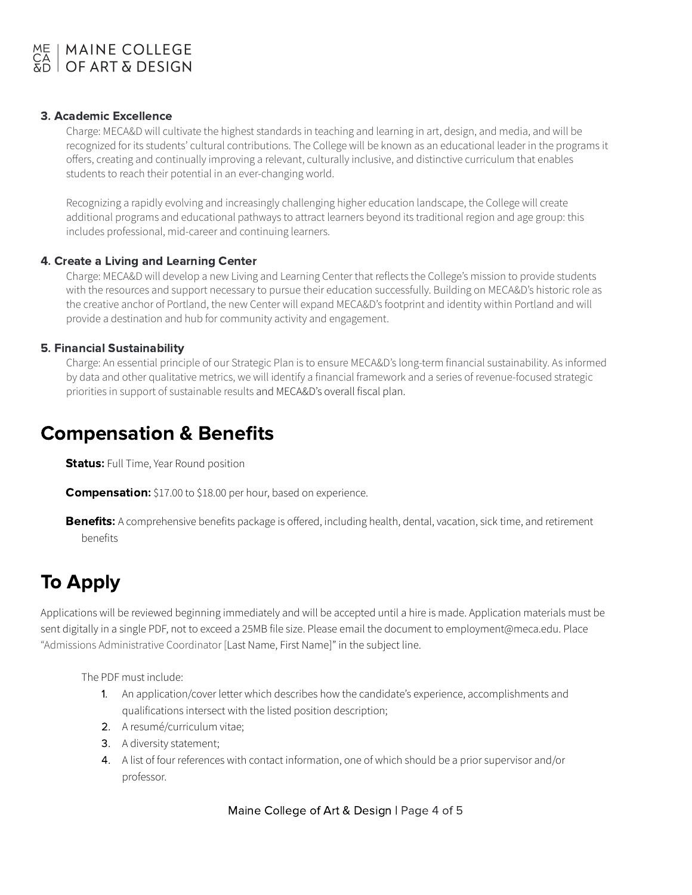### 3. Academic Excellence

Charge: MECA&D will cultivate the highest standards in teaching and learning in art, design, and media, and will be recognized for its students' cultural contributions. The College will be known as an educational leader in the programs it offers, creating and continually improving a relevant, culturally inclusive, and distinctive curriculum that enables students to reach their potential in an ever-changing world.

Recognizing a rapidly evolving and increasingly challenging higher education landscape, the College will create additional programs and educational pathways to attract learners beyond its traditional region and age group: this includes professional, mid-career and continuing learners.

### 4. Create a Living and Learning Center

Charge: MECA&D will develop a new Living and Learning Center that reflects the College's mission to provide students with the resources and support necessary to pursue their education successfully. Building on MECA&D's historic role as the creative anchor of Portland, the new Center will expand MECA&D's footprint and identity within Portland and will provide a destination and hub for community activity and engagement.

### 5. Financial Sustainability

Charge: An essential principle of our Strategic Plan is to ensure MECA&D's long-term financial sustainability. As informed by data and other qualitative metrics, we will identify a financial framework and a series of revenue-focused strategic priorities in support of sustainable results and MECA&D's overall fiscal plan.

## Compensation & Benefits

**Status:** Full Time, Year Round position

**Compensation:** $17.00 to $18.00 per hour, based on experience.

**Benefits:** A comprehensive benefits package is offered, including health, dental, vacation, sick time, and retirement benefits

## To Apply

Applications will be reviewed beginning immediately and will be accepted until a hire is made. Application materials must be sent digitally in a single PDF, not to exceed a 25MB file size. Please email the document to employment@meca.edu. Place "Admissions Administrative Coordinator [Last Name, First Name]" in the subject line.

The PDF must include:

1. An application/cover letter which describes how the candidate's experience, accomplishments and qualifications intersect with the listed position description;
2. A resumé/curriculum vitae;
3. A diversity statement;
4. A list of four references with contact information, one of which should be a prior supervisor and/or professor.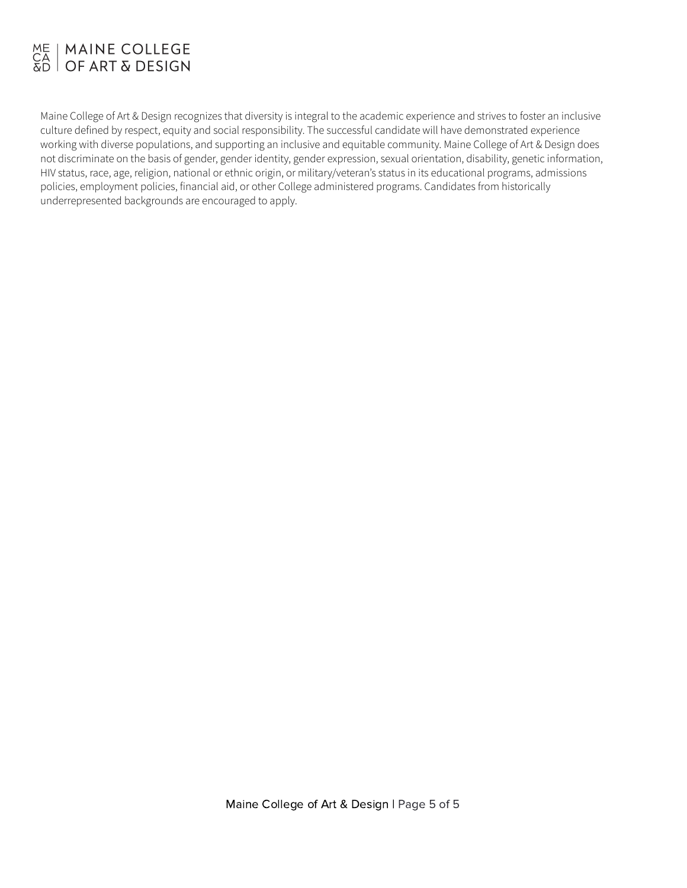Maine College of Art & Design recognizes that diversity is integral to the academic experience and strives to foster an inclusive culture defined by respect, equity and social responsibility. The successful candidate will have demonstrated experience working with diverse populations, and supporting an inclusive and equitable community. Maine College of Art & Design does not discriminate on the basis of gender, gender identity, gender expression, sexual orientation, disability, genetic information, HIV status, race, age, religion, national or ethnic origin, or military/veteran's status in its educational programs, admissions policies, employment policies, financial aid, or other College administered programs. Candidates from historically underrepresented backgrounds are encouraged to apply.